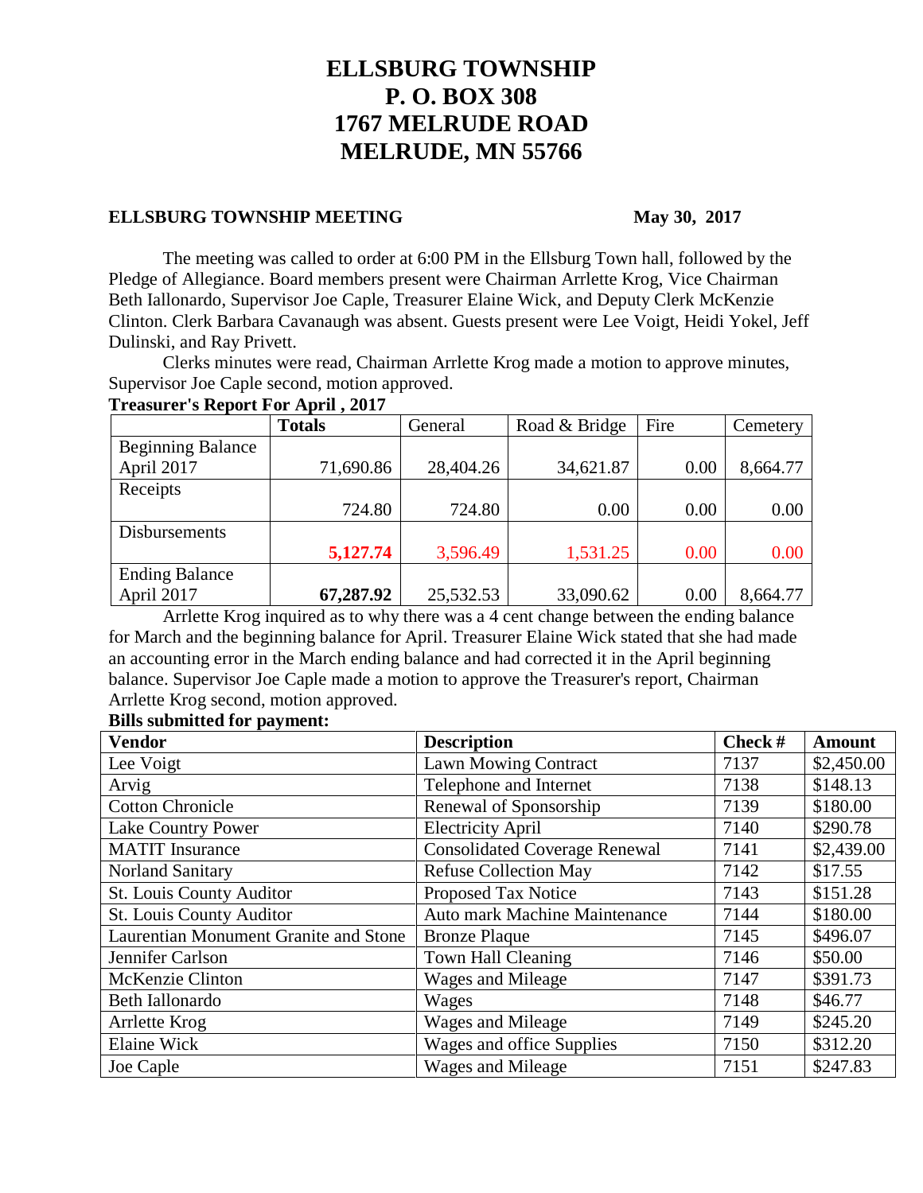# ELLSBURG TOWNSHIP
# P. O. BOX 308
# 1767 MELRUDE ROAD
# MELRUDE, MN 55766

**ELLSBURG TOWNSHIP MEETING** **May 30, 2017**

The meeting was called to order at 6:00 PM in the Ellsburg Town hall, followed by the Pledge of Allegiance. Board members present were Chairman Arrlette Krog, Vice Chairman Beth Iallonardo, Supervisor Joe Caple, Treasurer Elaine Wick, and Deputy Clerk McKenzie Clinton. Clerk Barbara Cavanaugh was absent. Guests present were Lee Voigt, Heidi Yokel, Jeff Dulinski, and Ray Privett.

Clerks minutes were read, Chairman Arrlette Krog made a motion to approve minutes, Supervisor Joe Caple second, motion approved.

**Treasurer's Report For April , 2017**

| | **Totals** | General | Road & Bridge | Fire | Cemetery |
|---|---|---|---|---|---|
| Beginning Balance April 2017 | 71,690.86 | 28,404.26 | 34,621.87 | 0.00 | 8,664.77 |
| Receipts | 724.80 | 724.80 | 0.00 | 0.00 | 0.00 |
| Disbursements | **5,127.74** | 3,596.49 | 1,531.25 | 0.00 | 0.00 |
| Ending Balance April 2017 | **67,287.92** | 25,532.53 | 33,090.62 | 0.00 | 8,664.77 |

Arrlette Krog inquired as to why there was a 4 cent change between the ending balance for March and the beginning balance for April. Treasurer Elaine Wick stated that she had made an accounting error in the March ending balance and had corrected it in the April beginning balance. Supervisor Joe Caple made a motion to approve the Treasurer's report, Chairman Arrlette Krog second, motion approved.

**Bills submitted for payment:**

| **Vendor** | **Description** | **Check #** | **Amount** |
|---|---|---|---|
| Lee Voigt | Lawn Mowing Contract | 7137 | $2,450.00 |
| Arvig | Telephone and Internet | 7138 | $148.13 |
| Cotton Chronicle | Renewal of Sponsorship | 7139 | $180.00 |
| Lake Country Power | Electricity April | 7140 | $290.78 |
| MATIT Insurance | Consolidated Coverage Renewal | 7141 | $2,439.00 |
| Norland Sanitary | Refuse Collection May | 7142 | $17.55 |
| St. Louis County Auditor | Proposed Tax Notice | 7143 | $151.28 |
| St. Louis County Auditor | Auto mark Machine Maintenance | 7144 | $180.00 |
| Laurentian Monument Granite and Stone | Bronze Plaque | 7145 | $496.07 |
| Jennifer Carlson | Town Hall Cleaning | 7146 | $50.00 |
| McKenzie Clinton | Wages and Mileage | 7147 | $391.73 |
| Beth Iallonardo | Wages | 7148 | $46.77 |
| Arrlette Krog | Wages and Mileage | 7149 | $245.20 |
| Elaine Wick | Wages and office Supplies | 7150 | $312.20 |
| Joe Caple | Wages and Mileage | 7151 | $247.83 |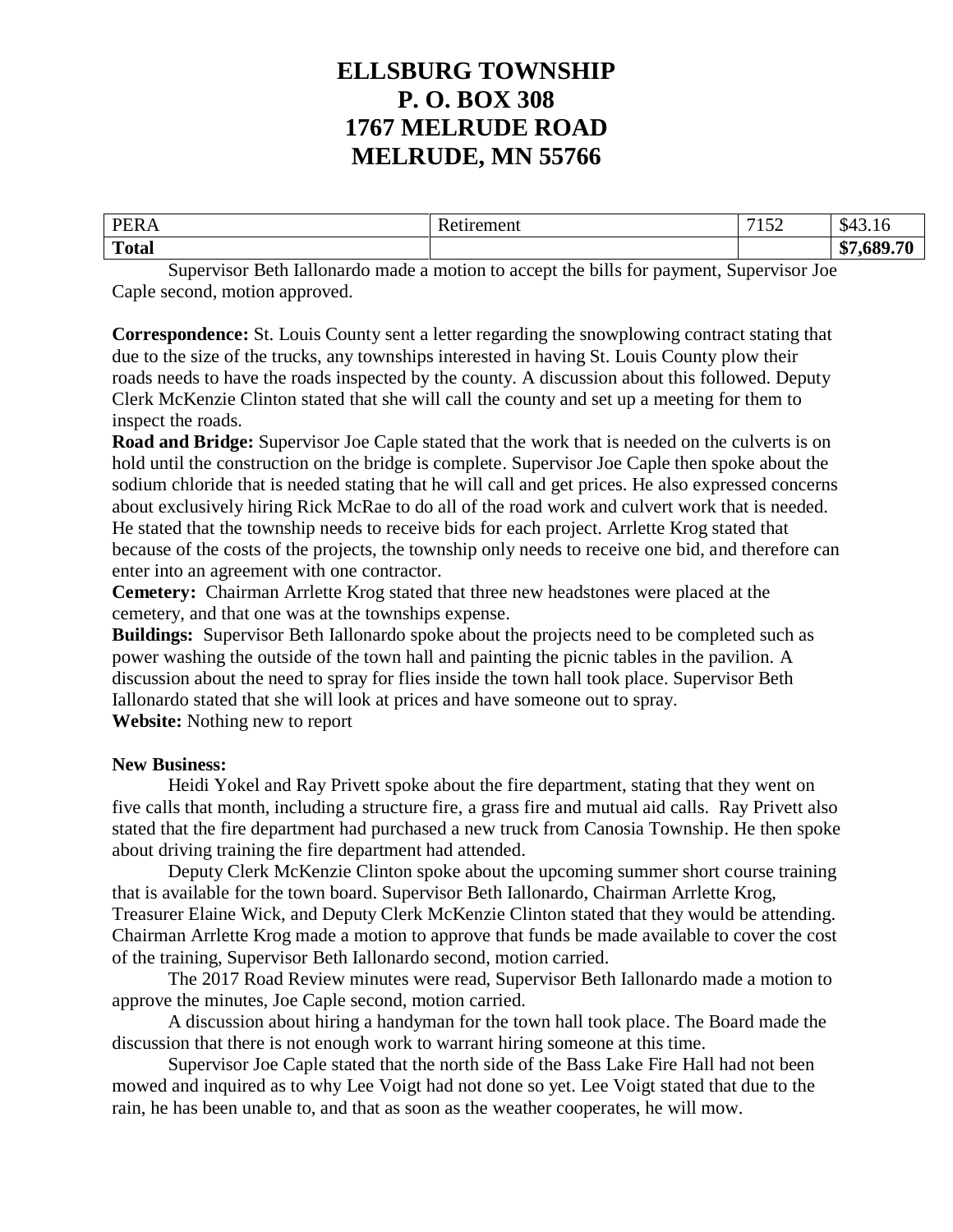# ELLSBURG TOWNSHIP
# P. O. BOX 308
# 1767 MELRUDE ROAD
# MELRUDE, MN 55766

| PERA | Retirement | 7152 | $43.16 |
|---|---|---|---|
| **Total** | | | **$7,689.70** |

Supervisor Beth Iallonardo made a motion to accept the bills for payment, Supervisor Joe Caple second, motion approved.

**Correspondence:** St. Louis County sent a letter regarding the snowplowing contract stating that due to the size of the trucks, any townships interested in having St. Louis County plow their roads needs to have the roads inspected by the county. A discussion about this followed. Deputy Clerk McKenzie Clinton stated that she will call the county and set up a meeting for them to inspect the roads.

**Road and Bridge:** Supervisor Joe Caple stated that the work that is needed on the culverts is on hold until the construction on the bridge is complete. Supervisor Joe Caple then spoke about the sodium chloride that is needed stating that he will call and get prices. He also expressed concerns about exclusively hiring Rick McRae to do all of the road work and culvert work that is needed. He stated that the township needs to receive bids for each project. Arrlette Krog stated that because of the costs of the projects, the township only needs to receive one bid, and therefore can enter into an agreement with one contractor.

**Cemetery:** Chairman Arrlette Krog stated that three new headstones were placed at the cemetery, and that one was at the townships expense.

**Buildings:** Supervisor Beth Iallonardo spoke about the projects need to be completed such as power washing the outside of the town hall and painting the picnic tables in the pavilion. A discussion about the need to spray for flies inside the town hall took place. Supervisor Beth Iallonardo stated that she will look at prices and have someone out to spray.

**Website:** Nothing new to report

**New Business:**

Heidi Yokel and Ray Privett spoke about the fire department, stating that they went on five calls that month, including a structure fire, a grass fire and mutual aid calls. Ray Privett also stated that the fire department had purchased a new truck from Canosia Township. He then spoke about driving training the fire department had attended.

Deputy Clerk McKenzie Clinton spoke about the upcoming summer short course training that is available for the town board. Supervisor Beth Iallonardo, Chairman Arrlette Krog, Treasurer Elaine Wick, and Deputy Clerk McKenzie Clinton stated that they would be attending. Chairman Arrlette Krog made a motion to approve that funds be made available to cover the cost of the training, Supervisor Beth Iallonardo second, motion carried.

The 2017 Road Review minutes were read, Supervisor Beth Iallonardo made a motion to approve the minutes, Joe Caple second, motion carried.

A discussion about hiring a handyman for the town hall took place. The Board made the discussion that there is not enough work to warrant hiring someone at this time.

Supervisor Joe Caple stated that the north side of the Bass Lake Fire Hall had not been mowed and inquired as to why Lee Voigt had not done so yet. Lee Voigt stated that due to the rain, he has been unable to, and that as soon as the weather cooperates, he will mow.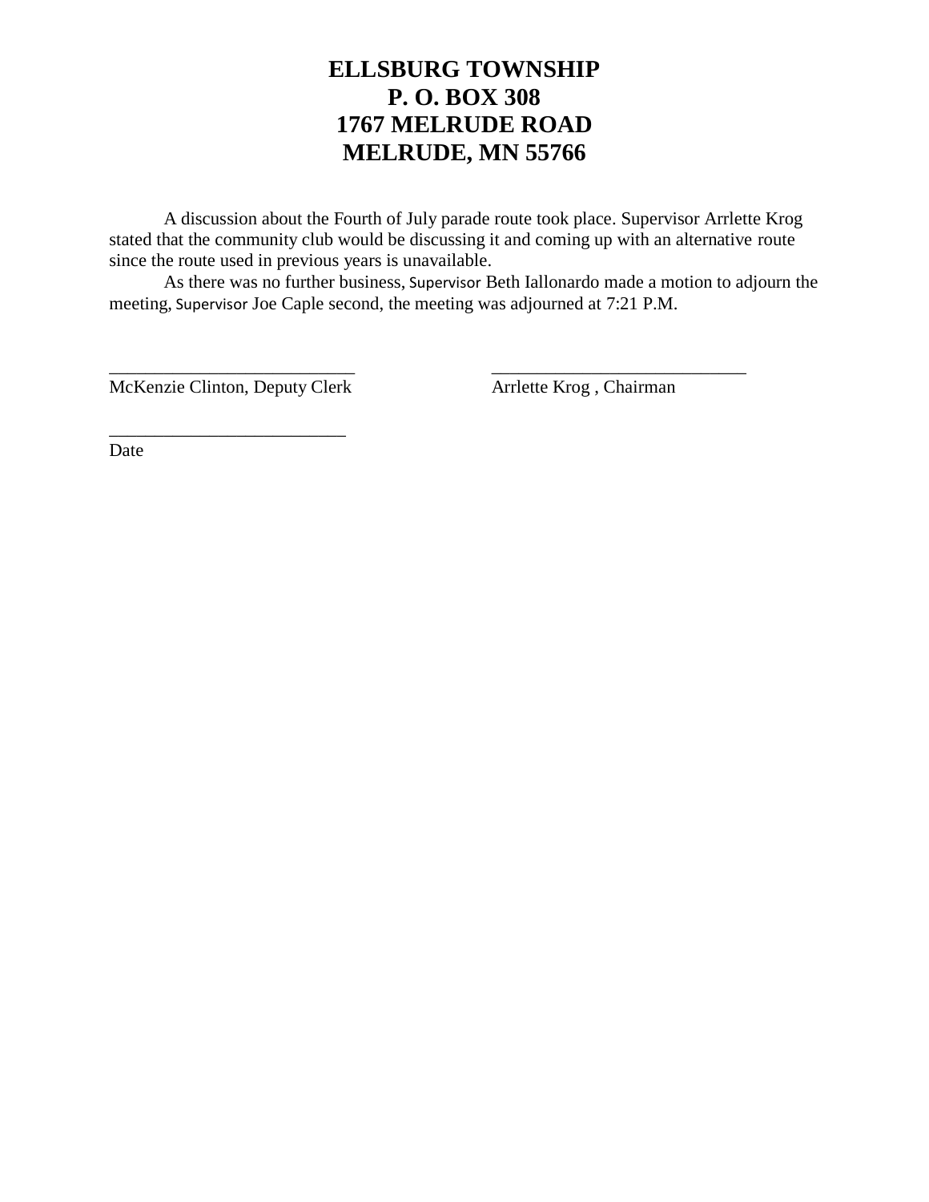# ELLSBURG TOWNSHIP
# P. O. BOX 308
# 1767 MELRUDE ROAD
# MELRUDE, MN 55766

A discussion about the Fourth of July parade route took place. Supervisor Arrlette Krog stated that the community club would be discussing it and coming up with an alternative route since the route used in previous years is unavailable.

As there was no further business, Supervisor Beth Iallonardo made a motion to adjourn the meeting, Supervisor Joe Caple second, the meeting was adjourned at 7:21 P.M.

___________________________ McKenzie Clinton, Deputy Clerk

___________________________ Arrlette Krog , Chairman

___________________________ Date